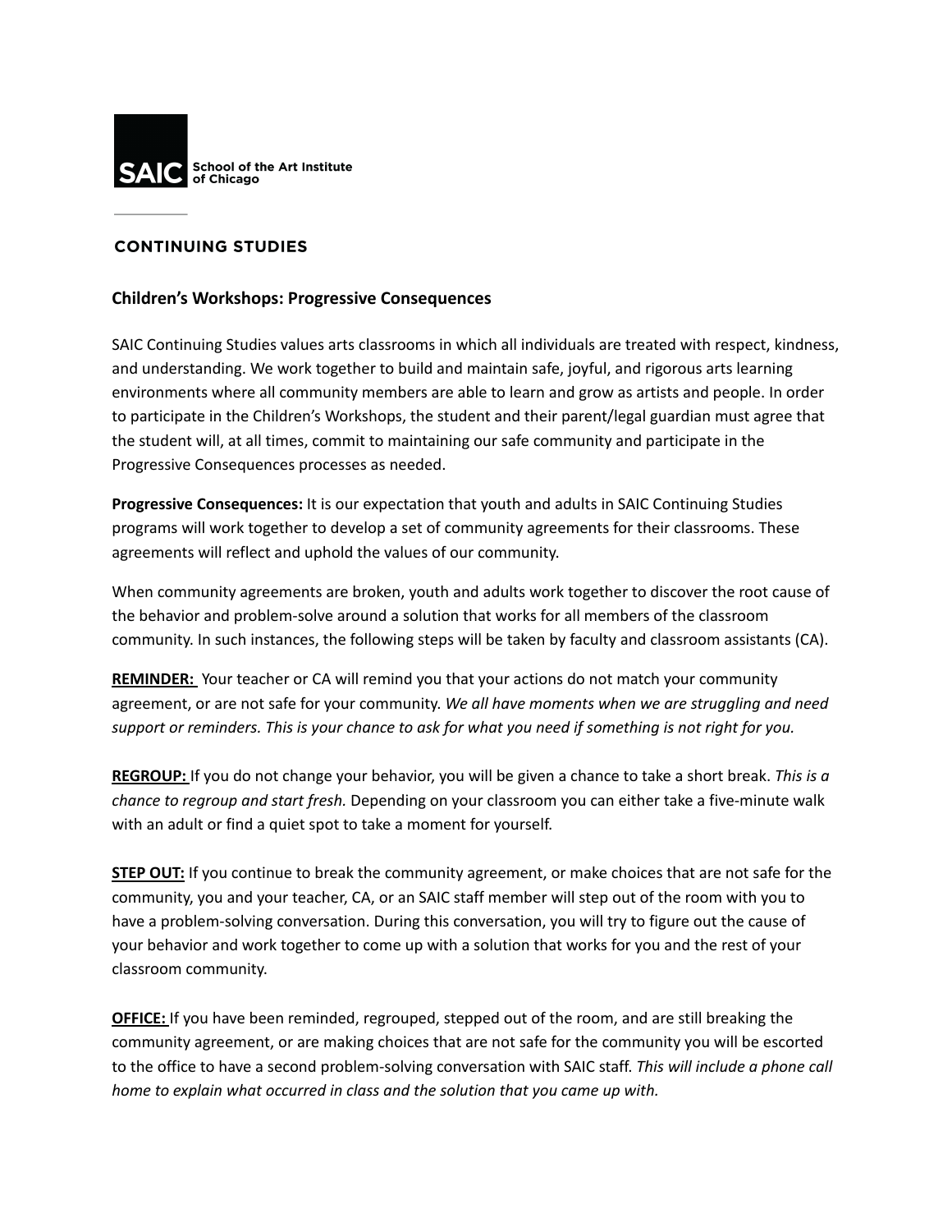SAIC School of the Art Institute of Chicago

CONTINUING STUDIES

## Children's Workshops: Progressive Consequences

SAIC Continuing Studies values arts classrooms in which all individuals are treated with respect, kindness, and understanding. We work together to build and maintain safe, joyful, and rigorous arts learning environments where all community members are able to learn and grow as artists and people. In order to participate in the Children's Workshops, the student and their parent/legal guardian must agree that the student will, at all times, commit to maintaining our safe community and participate in the Progressive Consequences processes as needed.

**Progressive Consequences:** It is our expectation that youth and adults in SAIC Continuing Studies programs will work together to develop a set of community agreements for their classrooms. These agreements will reflect and uphold the values of our community.

When community agreements are broken, youth and adults work together to discover the root cause of the behavior and problem-solve around a solution that works for all members of the classroom community. In such instances, the following steps will be taken by faculty and classroom assistants (CA).

**REMINDER:** Your teacher or CA will remind you that your actions do not match your community agreement, or are not safe for your community. *We all have moments when we are struggling and need support or reminders. This is your chance to ask for what you need if something is not right for you.*

**REGROUP:** If you do not change your behavior, you will be given a chance to take a short break. *This is a chance to regroup and start fresh.* Depending on your classroom you can either take a five-minute walk with an adult or find a quiet spot to take a moment for yourself.

**STEP OUT:** If you continue to break the community agreement, or make choices that are not safe for the community, you and your teacher, CA, or an SAIC staff member will step out of the room with you to have a problem-solving conversation. During this conversation, you will try to figure out the cause of your behavior and work together to come up with a solution that works for you and the rest of your classroom community.

**OFFICE:** If you have been reminded, regrouped, stepped out of the room, and are still breaking the community agreement, or are making choices that are not safe for the community you will be escorted to the office to have a second problem-solving conversation with SAIC staff. *This will include a phone call home to explain what occurred in class and the solution that you came up with.*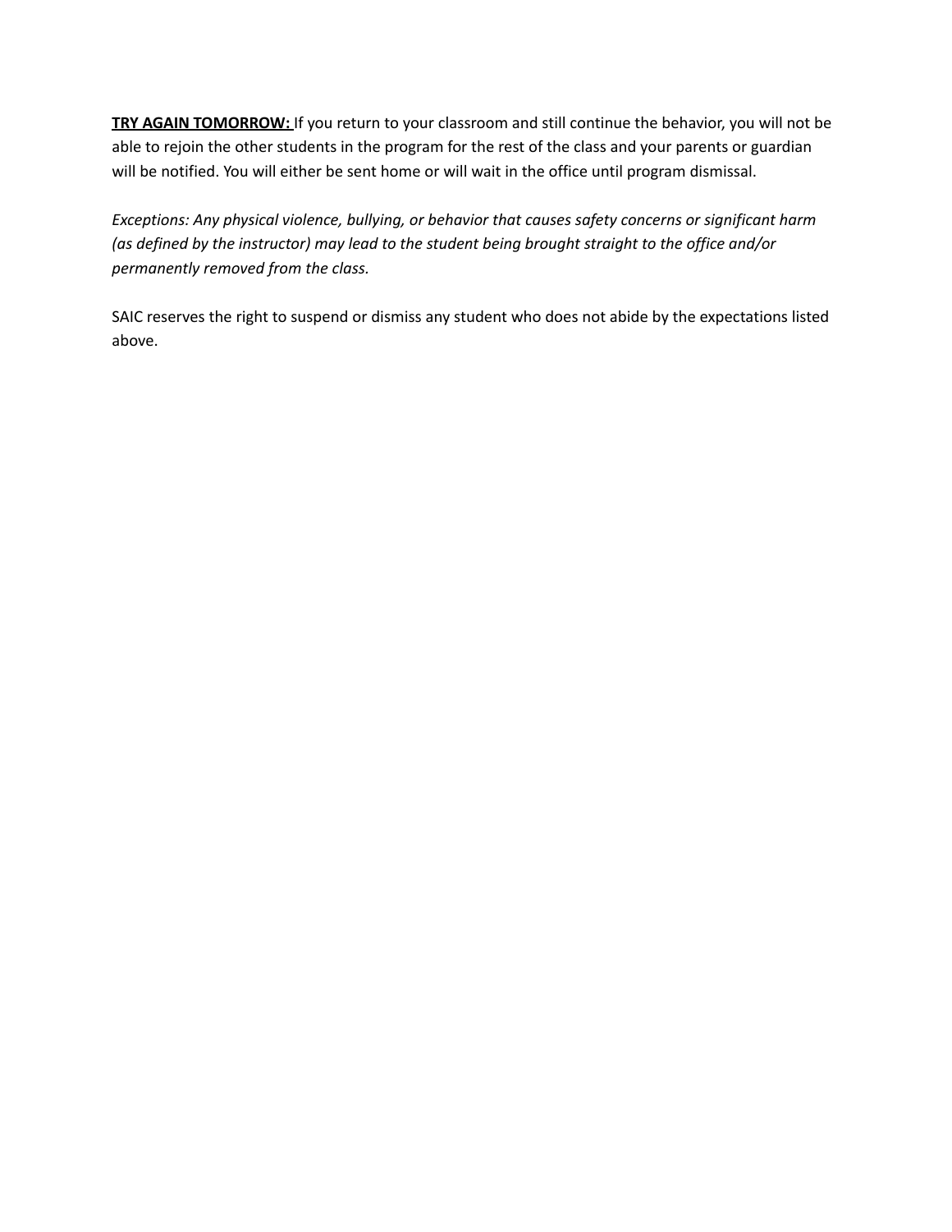**TRY AGAIN TOMORROW:** If you return to your classroom and still continue the behavior, you will not be able to rejoin the other students in the program for the rest of the class and your parents or guardian will be notified. You will either be sent home or will wait in the office until program dismissal.

*Exceptions: Any physical violence, bullying, or behavior that causes safety concerns or significant harm (as defined by the instructor) may lead to the student being brought straight to the office and/or permanently removed from the class.*

SAIC reserves the right to suspend or dismiss any student who does not abide by the expectations listed above.